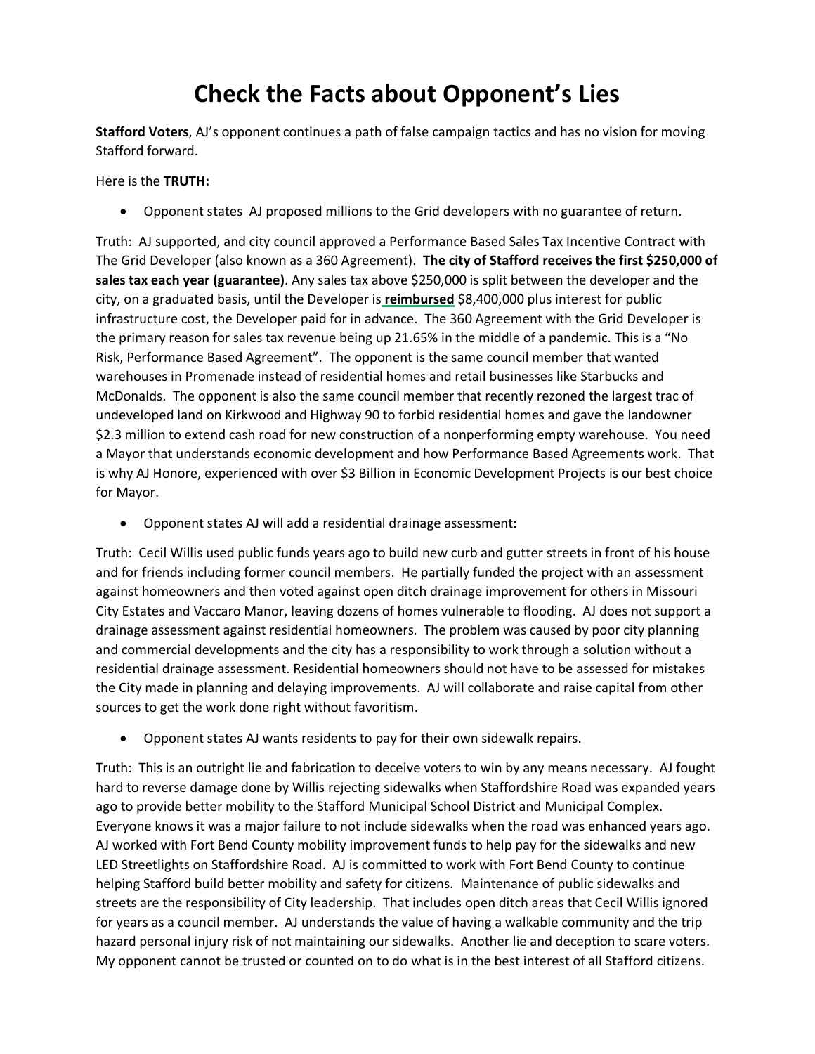# Check the Facts about Opponent's Lies

**Stafford Voters**, AJ's opponent continues a path of false campaign tactics and has no vision for moving Stafford forward.

Here is the **TRUTH:**

- Opponent states AJ proposed millions to the Grid developers with no guarantee of return.

Truth: AJ supported, and city council approved a Performance Based Sales Tax Incentive Contract with The Grid Developer (also known as a 360 Agreement). **The city of Stafford receives the first $250,000 of sales tax each year (guarantee)**. Any sales tax above $250,000 is split between the developer and the city, on a graduated basis, until the Developer is **reimbursed** $8,400,000 plus interest for public infrastructure cost, the Developer paid for in advance. The 360 Agreement with the Grid Developer is the primary reason for sales tax revenue being up 21.65% in the middle of a pandemic. This is a "No Risk, Performance Based Agreement". The opponent is the same council member that wanted warehouses in Promenade instead of residential homes and retail businesses like Starbucks and McDonalds. The opponent is also the same council member that recently rezoned the largest trac of undeveloped land on Kirkwood and Highway 90 to forbid residential homes and gave the landowner $2.3 million to extend cash road for new construction of a nonperforming empty warehouse. You need a Mayor that understands economic development and how Performance Based Agreements work. That is why AJ Honore, experienced with over $3 Billion in Economic Development Projects is our best choice for Mayor.

- Opponent states AJ will add a residential drainage assessment:

Truth: Cecil Willis used public funds years ago to build new curb and gutter streets in front of his house and for friends including former council members. He partially funded the project with an assessment against homeowners and then voted against open ditch drainage improvement for others in Missouri City Estates and Vaccaro Manor, leaving dozens of homes vulnerable to flooding. AJ does not support a drainage assessment against residential homeowners. The problem was caused by poor city planning and commercial developments and the city has a responsibility to work through a solution without a residential drainage assessment. Residential homeowners should not have to be assessed for mistakes the City made in planning and delaying improvements. AJ will collaborate and raise capital from other sources to get the work done right without favoritism.

- Opponent states AJ wants residents to pay for their own sidewalk repairs.

Truth: This is an outright lie and fabrication to deceive voters to win by any means necessary. AJ fought hard to reverse damage done by Willis rejecting sidewalks when Staffordshire Road was expanded years ago to provide better mobility to the Stafford Municipal School District and Municipal Complex. Everyone knows it was a major failure to not include sidewalks when the road was enhanced years ago. AJ worked with Fort Bend County mobility improvement funds to help pay for the sidewalks and new LED Streetlights on Staffordshire Road. AJ is committed to work with Fort Bend County to continue helping Stafford build better mobility and safety for citizens. Maintenance of public sidewalks and streets are the responsibility of City leadership. That includes open ditch areas that Cecil Willis ignored for years as a council member. AJ understands the value of having a walkable community and the trip hazard personal injury risk of not maintaining our sidewalks. Another lie and deception to scare voters. My opponent cannot be trusted or counted on to do what is in the best interest of all Stafford citizens.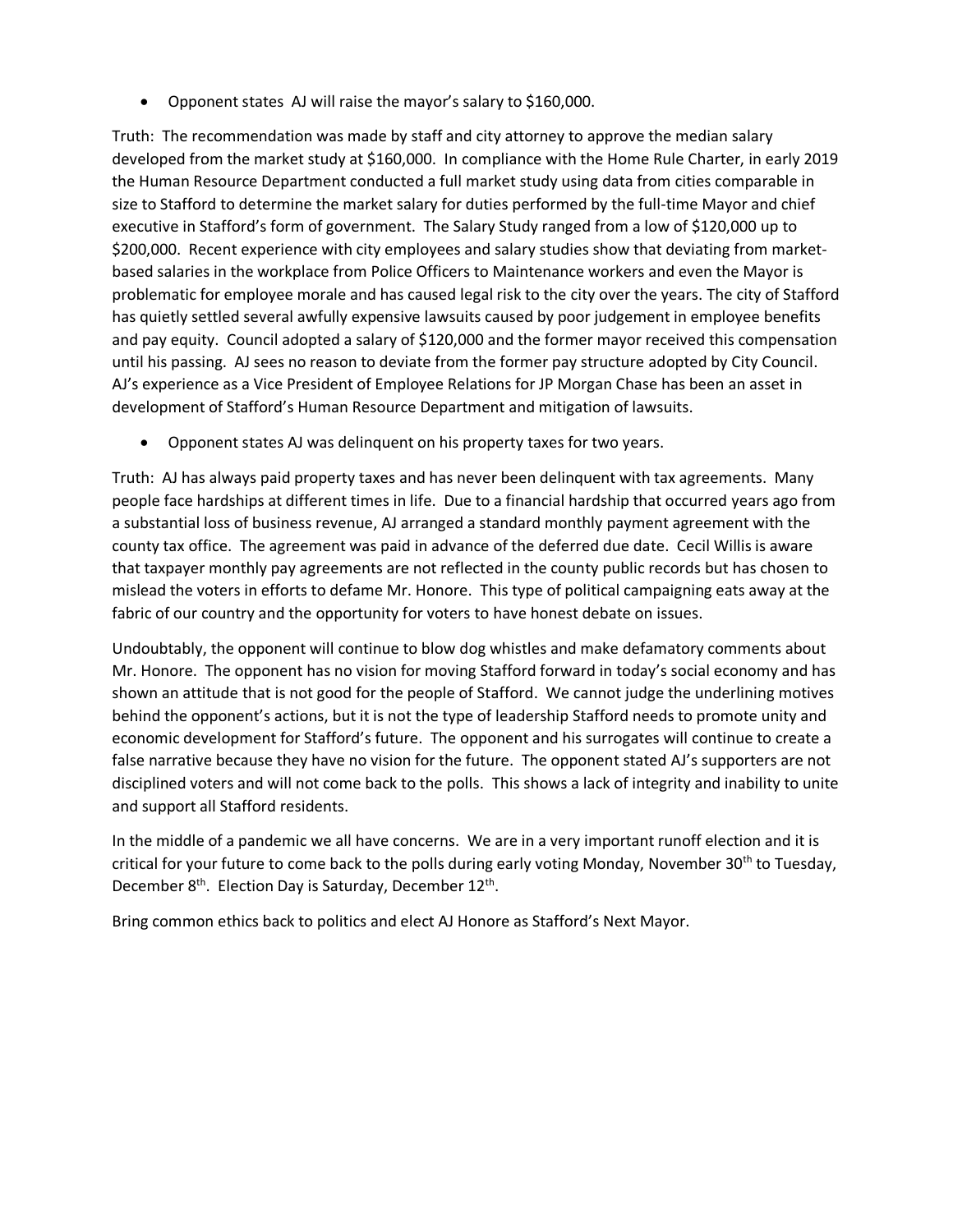- Opponent states AJ will raise the mayor's salary to $160,000.

Truth: The recommendation was made by staff and city attorney to approve the median salary developed from the market study at $160,000. In compliance with the Home Rule Charter, in early 2019 the Human Resource Department conducted a full market study using data from cities comparable in size to Stafford to determine the market salary for duties performed by the full-time Mayor and chief executive in Stafford's form of government. The Salary Study ranged from a low of $120,000 up to $200,000. Recent experience with city employees and salary studies show that deviating from market-based salaries in the workplace from Police Officers to Maintenance workers and even the Mayor is problematic for employee morale and has caused legal risk to the city over the years. The city of Stafford has quietly settled several awfully expensive lawsuits caused by poor judgement in employee benefits and pay equity. Council adopted a salary of $120,000 and the former mayor received this compensation until his passing. AJ sees no reason to deviate from the former pay structure adopted by City Council. AJ's experience as a Vice President of Employee Relations for JP Morgan Chase has been an asset in development of Stafford's Human Resource Department and mitigation of lawsuits.

- Opponent states AJ was delinquent on his property taxes for two years.

Truth: AJ has always paid property taxes and has never been delinquent with tax agreements. Many people face hardships at different times in life. Due to a financial hardship that occurred years ago from a substantial loss of business revenue, AJ arranged a standard monthly payment agreement with the county tax office. The agreement was paid in advance of the deferred due date. Cecil Willis is aware that taxpayer monthly pay agreements are not reflected in the county public records but has chosen to mislead the voters in efforts to defame Mr. Honore. This type of political campaigning eats away at the fabric of our country and the opportunity for voters to have honest debate on issues.

Undoubtably, the opponent will continue to blow dog whistles and make defamatory comments about Mr. Honore. The opponent has no vision for moving Stafford forward in today's social economy and has shown an attitude that is not good for the people of Stafford. We cannot judge the underlining motives behind the opponent's actions, but it is not the type of leadership Stafford needs to promote unity and economic development for Stafford's future. The opponent and his surrogates will continue to create a false narrative because they have no vision for the future. The opponent stated AJ's supporters are not disciplined voters and will not come back to the polls. This shows a lack of integrity and inability to unite and support all Stafford residents.

In the middle of a pandemic we all have concerns. We are in a very important runoff election and it is critical for your future to come back to the polls during early voting Monday, November 30th to Tuesday, December 8th. Election Day is Saturday, December 12th.

Bring common ethics back to politics and elect AJ Honore as Stafford's Next Mayor.